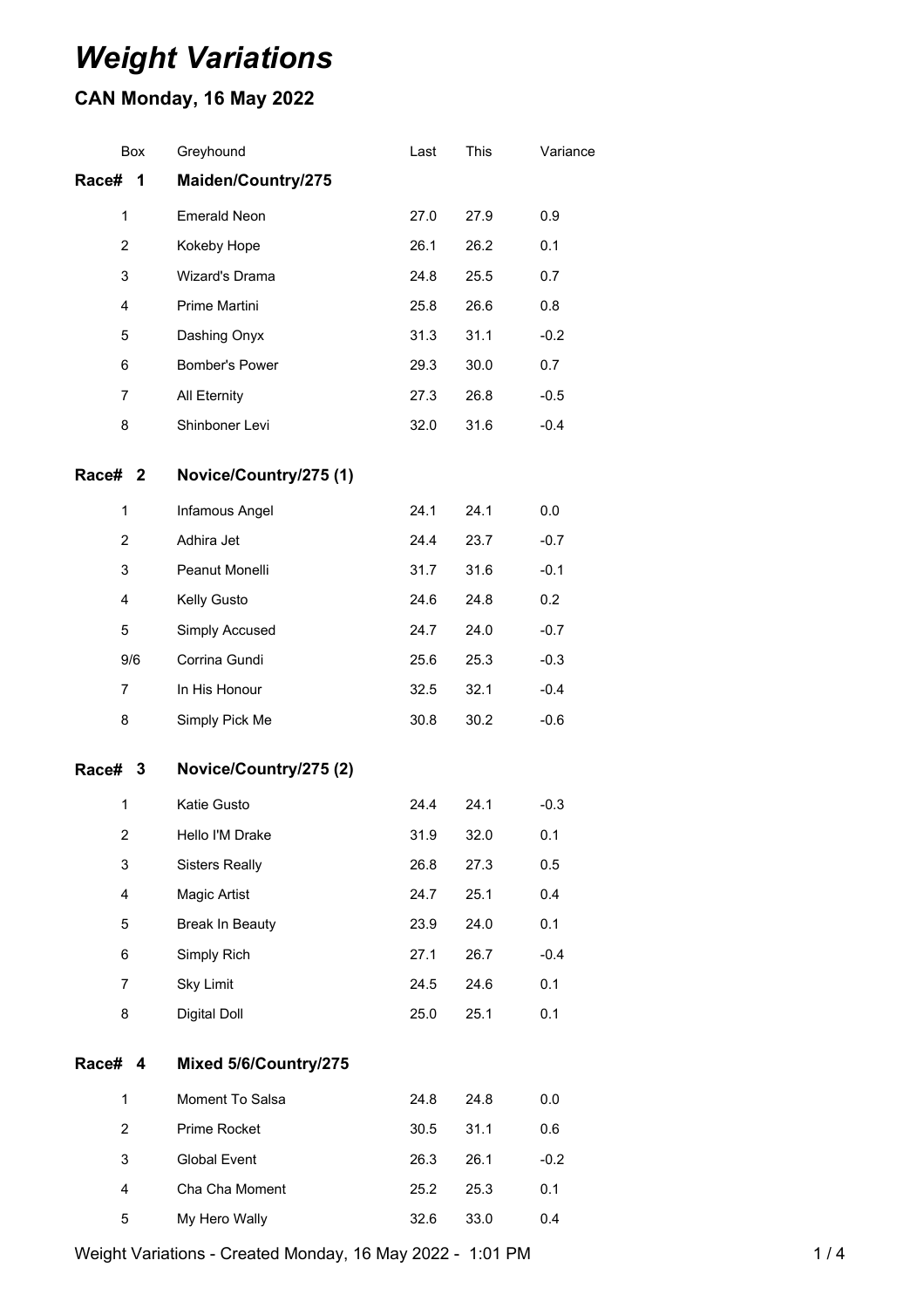# *Weight Variations*

## CAN Monday, 16 May 2022

| Box | Greyhound | Last | This | Variance |
|---|---|---|---|---|
| **Race# 1** | **Maiden/Country/275** | | | |
| 1 | Emerald Neon | 27.0 | 27.9 | 0.9 |
| 2 | Kokeby Hope | 26.1 | 26.2 | 0.1 |
| 3 | Wizard's Drama | 24.8 | 25.5 | 0.7 |
| 4 | Prime Martini | 25.8 | 26.6 | 0.8 |
| 5 | Dashing Onyx | 31.3 | 31.1 | -0.2 |
| 6 | Bomber's Power | 29.3 | 30.0 | 0.7 |
| 7 | All Eternity | 27.3 | 26.8 | -0.5 |
| 8 | Shinboner Levi | 32.0 | 31.6 | -0.4 |
| **Race# 2** | **Novice/Country/275 (1)** | | | |
| 1 | Infamous Angel | 24.1 | 24.1 | 0.0 |
| 2 | Adhira Jet | 24.4 | 23.7 | -0.7 |
| 3 | Peanut Monelli | 31.7 | 31.6 | -0.1 |
| 4 | Kelly Gusto | 24.6 | 24.8 | 0.2 |
| 5 | Simply Accused | 24.7 | 24.0 | -0.7 |
| 9/6 | Corrina Gundi | 25.6 | 25.3 | -0.3 |
| 7 | In His Honour | 32.5 | 32.1 | -0.4 |
| 8 | Simply Pick Me | 30.8 | 30.2 | -0.6 |
| **Race# 3** | **Novice/Country/275 (2)** | | | |
| 1 | Katie Gusto | 24.4 | 24.1 | -0.3 |
| 2 | Hello I'M Drake | 31.9 | 32.0 | 0.1 |
| 3 | Sisters Really | 26.8 | 27.3 | 0.5 |
| 4 | Magic Artist | 24.7 | 25.1 | 0.4 |
| 5 | Break In Beauty | 23.9 | 24.0 | 0.1 |
| 6 | Simply Rich | 27.1 | 26.7 | -0.4 |
| 7 | Sky Limit | 24.5 | 24.6 | 0.1 |
| 8 | Digital Doll | 25.0 | 25.1 | 0.1 |
| **Race# 4** | **Mixed 5/6/Country/275** | | | |
| 1 | Moment To Salsa | 24.8 | 24.8 | 0.0 |
| 2 | Prime Rocket | 30.5 | 31.1 | 0.6 |
| 3 | Global Event | 26.3 | 26.1 | -0.2 |
| 4 | Cha Cha Moment | 25.2 | 25.3 | 0.1 |
| 5 | My Hero Wally | 32.6 | 33.0 | 0.4 |

Weight Variations - Created Monday, 16 May 2022 - 1:01 PM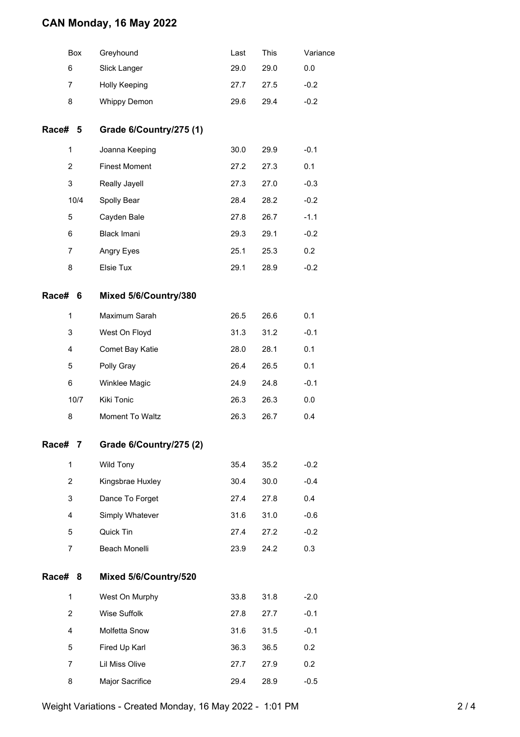# CAN Monday, 16 May 2022

| Box | Greyhound | Last | This | Variance |
|---|---|---|---|---|
| 6 | Slick Langer | 29.0 | 29.0 | 0.0 |
| 7 | Holly Keeping | 27.7 | 27.5 | -0.2 |
| 8 | Whippy Demon | 29.6 | 29.4 | -0.2 |

## Race# 5 Grade 6/Country/275 (1)

| Box | Greyhound | Last | This | Variance |
|---|---|---|---|---|
| 1 | Joanna Keeping | 30.0 | 29.9 | -0.1 |
| 2 | Finest Moment | 27.2 | 27.3 | 0.1 |
| 3 | Really Jayell | 27.3 | 27.0 | -0.3 |
| 10/4 | Spolly Bear | 28.4 | 28.2 | -0.2 |
| 5 | Cayden Bale | 27.8 | 26.7 | -1.1 |
| 6 | Black Imani | 29.3 | 29.1 | -0.2 |
| 7 | Angry Eyes | 25.1 | 25.3 | 0.2 |
| 8 | Elsie Tux | 29.1 | 28.9 | -0.2 |

## Race# 6 Mixed 5/6/Country/380

| Box | Greyhound | Last | This | Variance |
|---|---|---|---|---|
| 1 | Maximum Sarah | 26.5 | 26.6 | 0.1 |
| 3 | West On Floyd | 31.3 | 31.2 | -0.1 |
| 4 | Comet Bay Katie | 28.0 | 28.1 | 0.1 |
| 5 | Polly Gray | 26.4 | 26.5 | 0.1 |
| 6 | Winklee Magic | 24.9 | 24.8 | -0.1 |
| 10/7 | Kiki Tonic | 26.3 | 26.3 | 0.0 |
| 8 | Moment To Waltz | 26.3 | 26.7 | 0.4 |

## Race# 7 Grade 6/Country/275 (2)

| Box | Greyhound | Last | This | Variance |
|---|---|---|---|---|
| 1 | Wild Tony | 35.4 | 35.2 | -0.2 |
| 2 | Kingsbrae Huxley | 30.4 | 30.0 | -0.4 |
| 3 | Dance To Forget | 27.4 | 27.8 | 0.4 |
| 4 | Simply Whatever | 31.6 | 31.0 | -0.6 |
| 5 | Quick Tin | 27.4 | 27.2 | -0.2 |
| 7 | Beach Monelli | 23.9 | 24.2 | 0.3 |

## Race# 8 Mixed 5/6/Country/520

| Box | Greyhound | Last | This | Variance |
|---|---|---|---|---|
| 1 | West On Murphy | 33.8 | 31.8 | -2.0 |
| 2 | Wise Suffolk | 27.8 | 27.7 | -0.1 |
| 4 | Molfetta Snow | 31.6 | 31.5 | -0.1 |
| 5 | Fired Up Karl | 36.3 | 36.5 | 0.2 |
| 7 | Lil Miss Olive | 27.7 | 27.9 | 0.2 |
| 8 | Major Sacrifice | 29.4 | 28.9 | -0.5 |

Weight Variations - Created Monday, 16 May 2022 - 1:01 PM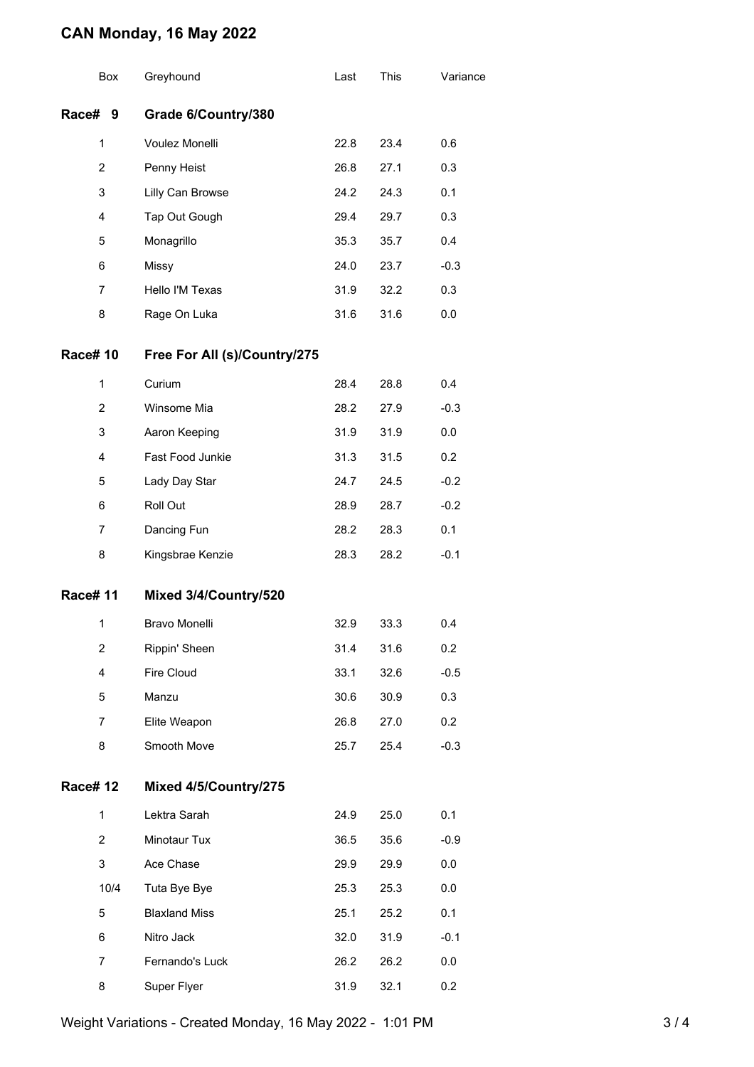# CAN Monday, 16 May 2022

| Box | Greyhound | Last | This | Variance |
|---|---|---|---|---|
| **Race# 9** | **Grade 6/Country/380** | | | |
| 1 | Voulez Monelli | 22.8 | 23.4 | 0.6 |
| 2 | Penny Heist | 26.8 | 27.1 | 0.3 |
| 3 | Lilly Can Browse | 24.2 | 24.3 | 0.1 |
| 4 | Tap Out Gough | 29.4 | 29.7 | 0.3 |
| 5 | Monagrillo | 35.3 | 35.7 | 0.4 |
| 6 | Missy | 24.0 | 23.7 | -0.3 |
| 7 | Hello I'M Texas | 31.9 | 32.2 | 0.3 |
| 8 | Rage On Luka | 31.6 | 31.6 | 0.0 |
| **Race# 10** | **Free For All (s)/Country/275** | | | |
| 1 | Curium | 28.4 | 28.8 | 0.4 |
| 2 | Winsome Mia | 28.2 | 27.9 | -0.3 |
| 3 | Aaron Keeping | 31.9 | 31.9 | 0.0 |
| 4 | Fast Food Junkie | 31.3 | 31.5 | 0.2 |
| 5 | Lady Day Star | 24.7 | 24.5 | -0.2 |
| 6 | Roll Out | 28.9 | 28.7 | -0.2 |
| 7 | Dancing Fun | 28.2 | 28.3 | 0.1 |
| 8 | Kingsbrae Kenzie | 28.3 | 28.2 | -0.1 |
| **Race# 11** | **Mixed 3/4/Country/520** | | | |
| 1 | Bravo Monelli | 32.9 | 33.3 | 0.4 |
| 2 | Rippin' Sheen | 31.4 | 31.6 | 0.2 |
| 4 | Fire Cloud | 33.1 | 32.6 | -0.5 |
| 5 | Manzu | 30.6 | 30.9 | 0.3 |
| 7 | Elite Weapon | 26.8 | 27.0 | 0.2 |
| 8 | Smooth Move | 25.7 | 25.4 | -0.3 |
| **Race# 12** | **Mixed 4/5/Country/275** | | | |
| 1 | Lektra Sarah | 24.9 | 25.0 | 0.1 |
| 2 | Minotaur Tux | 36.5 | 35.6 | -0.9 |
| 3 | Ace Chase | 29.9 | 29.9 | 0.0 |
| 10/4 | Tuta Bye Bye | 25.3 | 25.3 | 0.0 |
| 5 | Blaxland Miss | 25.1 | 25.2 | 0.1 |
| 6 | Nitro Jack | 32.0 | 31.9 | -0.1 |
| 7 | Fernando's Luck | 26.2 | 26.2 | 0.0 |
| 8 | Super Flyer | 31.9 | 32.1 | 0.2 |

Weight Variations - Created Monday, 16 May 2022 - 1:01 PM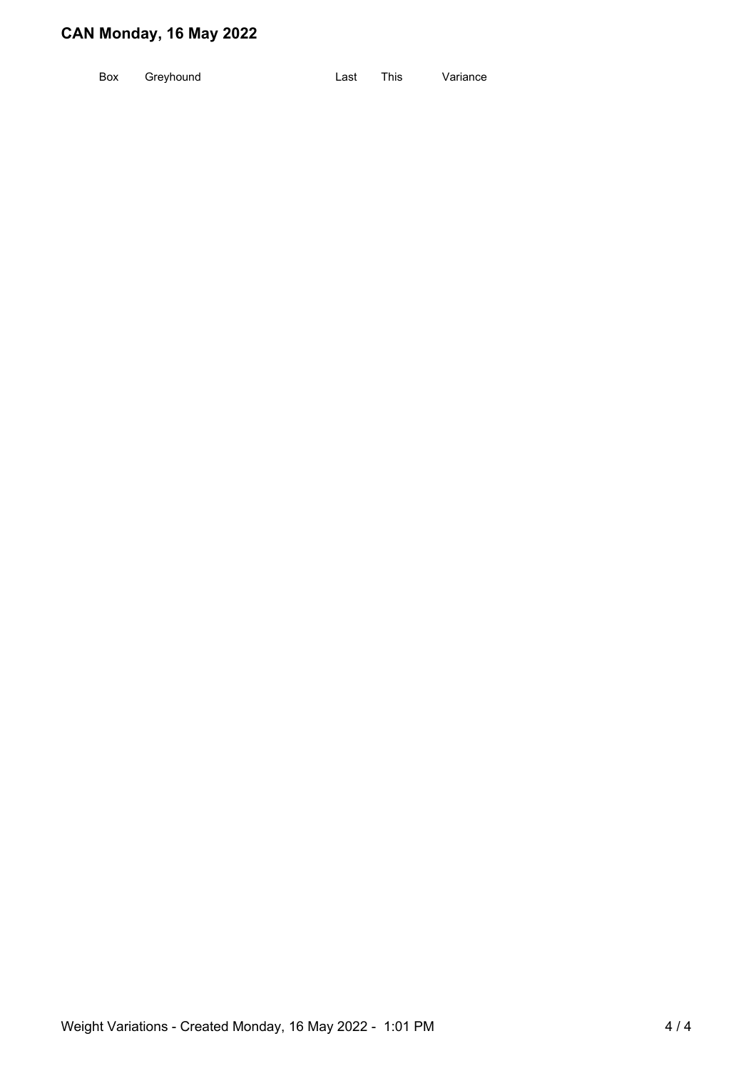# CAN Monday, 16 May 2022

| Box | Greyhound | Last | This | Variance |
| --- | --- | --- | --- | --- |